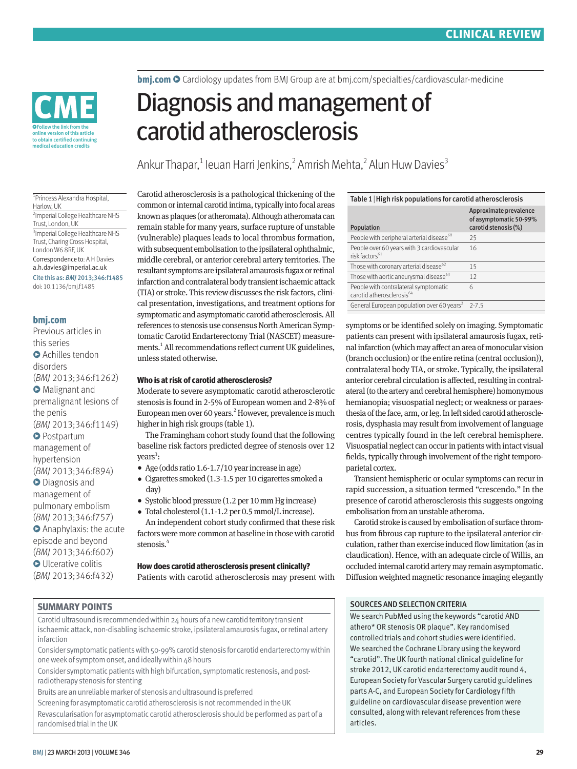CLINICAL REVIEW

CME — Follow the link from the online version of this article to obtain certified continuing medical education credits

**bmj.com** Cardiology updates from BMJ Group are at bmj.com/specialties/cardiovascular-medicine

# Diagnosis and management of carotid atherosclerosis

Ankur Thapar,[1] Ieuan Harri Jenkins,[2] Amrish Mehta,[2] Alun Huw Davies[3]

[1]Princess Alexandra Hospital, Harlow, UK
[2]Imperial College Healthcare NHS Trust, London, UK
[3]Imperial College Healthcare NHS Trust, Charing Cross Hospital, London W6 8RF, UK

Correspondence to: A H Davies a.h.davies@imperial.ac.uk

Cite this as: *BMJ* 2013;346:f1485
doi: 10.1136/bmj.f1485

**bmj.com**
Previous articles in this series
- Achilles tendon disorders (*BMJ* 2013;346:f1262)
- Malignant and premalignant lesions of the penis (*BMJ* 2013;346:f1149)
- Postpartum management of hypertension (*BMJ* 2013;346:f894)
- Diagnosis and management of pulmonary embolism (*BMJ* 2013;346:f757)
- Anaphylaxis: the acute episode and beyond (*BMJ* 2013;346:f602)
- Ulcerative colitis (*BMJ* 2013;346:f432)

Carotid atherosclerosis is a pathological thickening of the common or internal carotid intima, typically into focal areas known as plaques (or atheromata). Although atheromata can remain stable for many years, surface rupture of unstable (vulnerable) plaques leads to local thrombus formation, with subsequent embolisation to the ipsilateral ophthalmic, middle cerebral, or anterior cerebral artery territories. The resultant symptoms are ipsilateral amaurosis fugax or retinal infarction and contralateral body transient ischaemic attack (TIA) or stroke. This review discusses the risk factors, clinical presentation, investigations, and treatment options for symptomatic and asymptomatic carotid atherosclerosis. All references to stenosis use consensus North American Symptomatic Carotid Endarterectomy Trial (NASCET) measurements.[1] All recommendations reflect current UK guidelines, unless stated otherwise.

### Who is at risk of carotid atherosclerosis?

Moderate to severe asymptomatic carotid atherosclerotic stenosis is found in 2-5% of European women and 2-8% of European men over 60 years.[2] However, prevalence is much higher in high risk groups (table 1).

The Framingham cohort study found that the following baseline risk factors predicted degree of stenosis over 12 years[3]:

- Age (odds ratio 1.6-1.7/10 year increase in age)
- Cigarettes smoked (1.3-1.5 per 10 cigarettes smoked a day)
- Systolic blood pressure (1.2 per 10 mm Hg increase)
- Total cholesterol (1.1-1.2 per 0.5 mmol/L increase).

An independent cohort study confirmed that these risk factors were more common at baseline in those with carotid stenosis.[4]

### How does carotid atherosclerosis present clinically?

Patients with carotid atherosclerosis may present with symptoms or be identified solely on imaging. Symptomatic patients can present with ipsilateral amaurosis fugax, retinal infarction (which may affect an area of monocular vision (branch occlusion) or the entire retina (central occlusion)), contralateral body TIA, or stroke. Typically, the ipsilateral anterior cerebral circulation is affected, resulting in contralateral (to the artery and cerebral hemisphere) homonymous hemianopia; visuospatial neglect; or weakness or paraesthesia of the face, arm, or leg. In left sided carotid atherosclerosis, dysphasia may result from involvement of language centres typically found in the left cerebral hemisphere. Visuospatial neglect can occur in patients with intact visual fields, typically through involvement of the right temporoparietal cortex.

Transient hemispheric or ocular symptoms can recur in rapid succession, a situation termed "crescendo." In the presence of carotid atherosclerosis this suggests ongoing embolisation from an unstable atheroma.

Carotid stroke is caused by embolisation of surface thrombus from fibrous cap rupture to the ipsilateral anterior circulation, rather than exercise induced flow limitation (as in claudication). Hence, with an adequate circle of Willis, an occluded internal carotid artery may remain asymptomatic. Diffusion weighted magnetic resonance imaging elegantly

**Table 1 | High risk populations for carotid atherosclerosis**

| Population | Approximate prevalence of asymptomatic 50-99% carotid stenosis (%) |
|---|---|
| People with peripheral arterial disease[60] | 25 |
| People over 60 years with 3 cardiovascular risk factors[61] | 16 |
| Those with coronary arterial disease[62] | 15 |
| Those with aortic aneurysmal disease[63] | 12 |
| People with contralateral symptomatic carotid atherosclerosis[64] | 6 |
| General European population over 60 years[2] | 2-7.5 |

**SUMMARY POINTS**

Carotid ultrasound is recommended within 24 hours of a new carotid territory transient ischaemic attack, non-disabling ischaemic stroke, ipsilateral amaurosis fugax, or retinal artery infarction

Consider symptomatic patients with 50-99% carotid stenosis for carotid endarterectomy within one week of symptom onset, and ideally within 48 hours

Consider symptomatic patients with high bifurcation, symptomatic restenosis, and post-radiotherapy stenosis for stenting

Bruits are an unreliable marker of stenosis and ultrasound is preferred

Screening for asymptomatic carotid atherosclerosis is not recommended in the UK

Revascularisation for asymptomatic carotid atherosclerosis should be performed as part of a randomised trial in the UK

**SOURCES AND SELECTION CRITERIA**

We search PubMed using the keywords "carotid AND athero* OR stenosis OR plaque". Key randomised controlled trials and cohort studies were identified. We searched the Cochrane Library using the keyword "carotid". The UK fourth national clinical guideline for stroke 2012, UK carotid endarterectomy audit round 4, European Society for Vascular Surgery carotid guidelines parts A-C, and European Society for Cardiology fifth guideline on cardiovascular disease prevention were consulted, along with relevant references from these articles.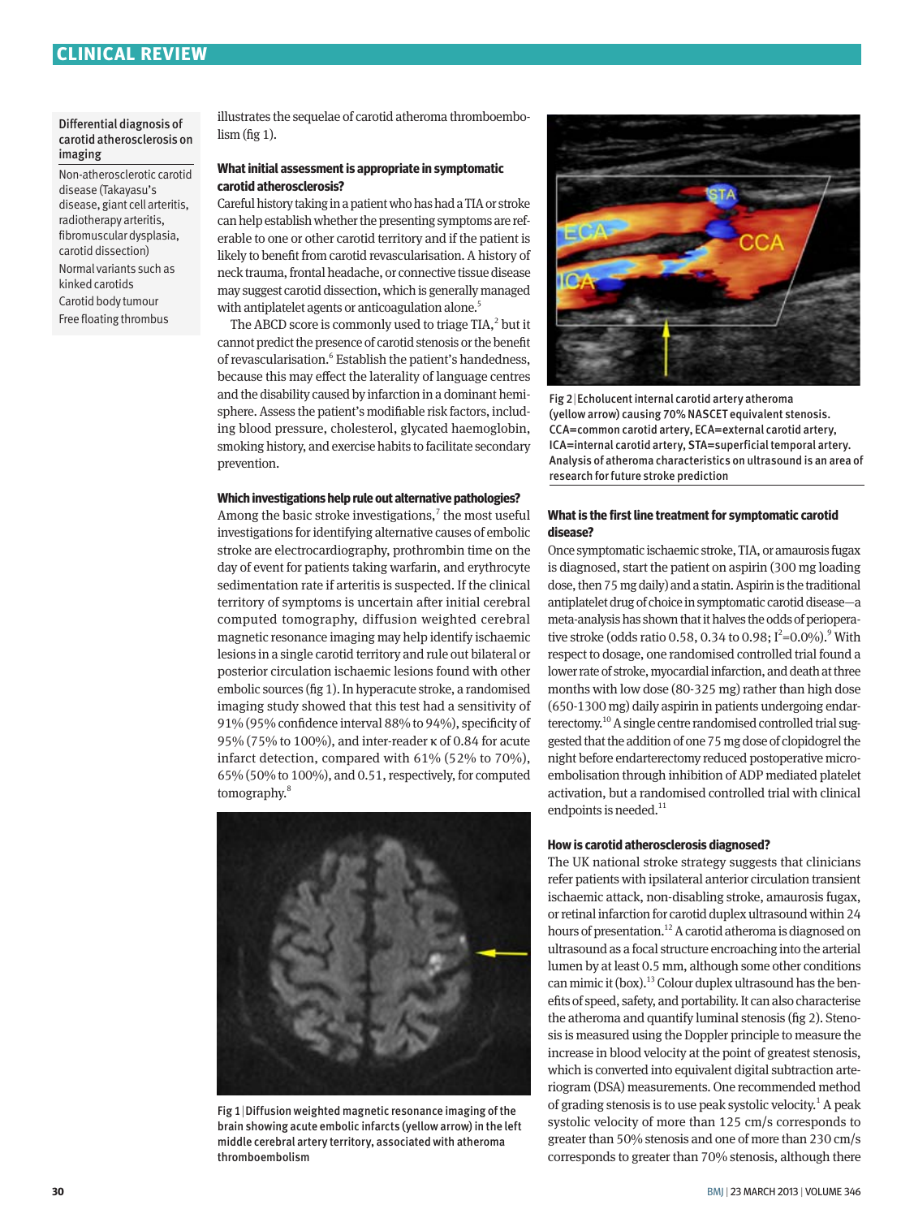**Differential diagnosis of carotid atherosclerosis on imaging**

- Non-atherosclerotic carotid disease (Takayasu's disease, giant cell arteritis, radiotherapy arteritis, fibromuscular dysplasia, carotid dissection)
- Normal variants such as kinked carotids
- Carotid body tumour
- Free floating thrombus

illustrates the sequelae of carotid atheroma thromboembolism (fig 1).

### What initial assessment is appropriate in symptomatic carotid atherosclerosis?

Careful history taking in a patient who has had a TIA or stroke can help establish whether the presenting symptoms are referable to one or other carotid territory and if the patient is likely to benefit from carotid revascularisation. A history of neck trauma, frontal headache, or connective tissue disease may suggest carotid dissection, which is generally managed with antiplatelet agents or anticoagulation alone.[5]

The ABCD score is commonly used to triage TIA,[2] but it cannot predict the presence of carotid stenosis or the benefit of revascularisation.[6] Establish the patient's handedness, because this may effect the laterality of language centres and the disability caused by infarction in a dominant hemisphere. Assess the patient's modifiable risk factors, including blood pressure, cholesterol, glycated haemoglobin, smoking history, and exercise habits to facilitate secondary prevention.

### Which investigations help rule out alternative pathologies?

Among the basic stroke investigations,[7] the most useful investigations for identifying alternative causes of embolic stroke are electrocardiography, prothrombin time on the day of event for patients taking warfarin, and erythrocyte sedimentation rate if arteritis is suspected. If the clinical territory of symptoms is uncertain after initial cerebral computed tomography, diffusion weighted cerebral magnetic resonance imaging may help identify ischaemic lesions in a single carotid territory and rule out bilateral or posterior circulation ischaemic lesions found with other embolic sources (fig 1). In hyperacute stroke, a randomised imaging study showed that this test had a sensitivity of 91% (95% confidence interval 88% to 94%), specificity of 95% (75% to 100%), and inter-reader κ of 0.84 for acute infarct detection, compared with 61% (52% to 70%), 65% (50% to 100%), and 0.51, respectively, for computed tomography.[8]

Fig 1 | Diffusion weighted magnetic resonance imaging of the brain showing acute embolic infarcts (yellow arrow) in the left middle cerebral artery territory, associated with atheroma thromboembolism

Fig 2 | Echolucent internal carotid artery atheroma (yellow arrow) causing 70% NASCET equivalent stenosis. CCA=common carotid artery, ECA=external carotid artery, ICA=internal carotid artery, STA=superficial temporal artery. Analysis of atheroma characteristics on ultrasound is an area of research for future stroke prediction

### What is the first line treatment for symptomatic carotid disease?

Once symptomatic ischaemic stroke, TIA, or amaurosis fugax is diagnosed, start the patient on aspirin (300 mg loading dose, then 75 mg daily) and a statin. Aspirin is the traditional antiplatelet drug of choice in symptomatic carotid disease—a meta-analysis has shown that it halves the odds of perioperative stroke (odds ratio 0.58, 0.34 to 0.98; $I^2$=0.0%).[9] With respect to dosage, one randomised controlled trial found a lower rate of stroke, myocardial infarction, and death at three months with low dose (80-325 mg) rather than high dose (650-1300 mg) daily aspirin in patients undergoing endarterectomy.[10] A single centre randomised controlled trial suggested that the addition of one 75 mg dose of clopidogrel the night before endarterectomy reduced postoperative microembolisation through inhibition of ADP mediated platelet activation, but a randomised controlled trial with clinical endpoints is needed.[11]

### How is carotid atherosclerosis diagnosed?

The UK national stroke strategy suggests that clinicians refer patients with ipsilateral anterior circulation transient ischaemic attack, non-disabling stroke, amaurosis fugax, or retinal infarction for carotid duplex ultrasound within 24 hours of presentation.[12] A carotid atheroma is diagnosed on ultrasound as a focal structure encroaching into the arterial lumen by at least 0.5 mm, although some other conditions can mimic it (box).[13] Colour duplex ultrasound has the benefits of speed, safety, and portability. It can also characterise the atheroma and quantify luminal stenosis (fig 2). Stenosis is measured using the Doppler principle to measure the increase in blood velocity at the point of greatest stenosis, which is converted into equivalent digital subtraction arteriogram (DSA) measurements. One recommended method of grading stenosis is to use peak systolic velocity.[1] A peak systolic velocity of more than 125 cm/s corresponds to greater than 50% stenosis and one of more than 230 cm/s corresponds to greater than 70% stenosis, although there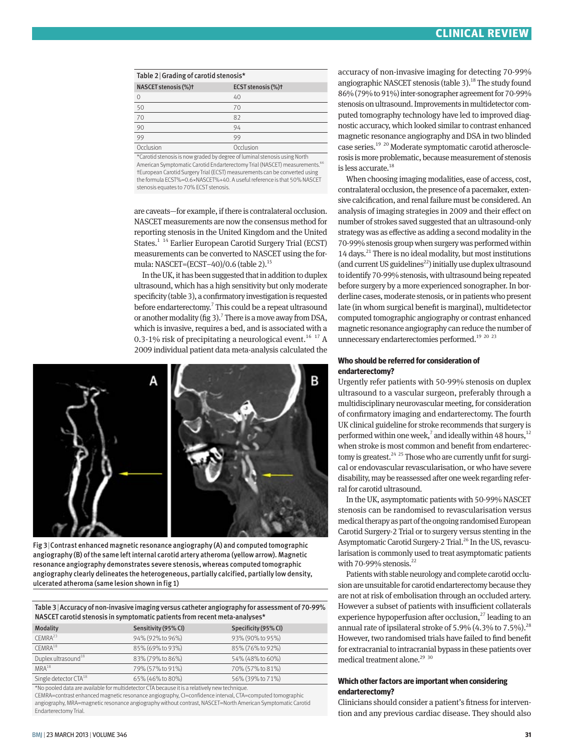Table 2 | Grading of carotid stenosis*

| NASCET stenosis (%)† | ECST stenosis (%)† |
|---|---|
| 0 | 40 |
| 50 | 70 |
| 70 | 82 |
| 90 | 94 |
| 99 | 99 |
| Occlusion | Occlusion |

*Carotid stenosis is now graded by degree of luminal stenosis using North American Symptomatic Carotid Endarterectomy Trial (NASCET) measurements.[66]
†European Carotid Surgery Trial (ECST) measurements can be converted using the formula ECST%=0.6×NASCET%+40. A useful reference is that 50% NASCET stenosis equates to 70% ECST stenosis.

are caveats—for example, if there is contralateral occlusion. NASCET measurements are now the consensus method for reporting stenosis in the United Kingdom and the United States.[1 14] Earlier European Carotid Surgery Trial (ECST) measurements can be converted to NASCET using the formula: NASCET=(ECST−40)/0.6 (table 2).[15]

In the UK, it has been suggested that in addition to duplex ultrasound, which has a high sensitivity but only moderate specificity (table 3), a confirmatory investigation is requested before endarterectomy.[7] This could be a repeat ultrasound or another modality (fig 3).[7] There is a move away from DSA, which is invasive, requires a bed, and is associated with a 0.3-1% risk of precipitating a neurological event.[16 17] A 2009 individual patient data meta-analysis calculated the accuracy of non-invasive imaging for detecting 70-99% angiographic NASCET stenosis (table 3).[18] The study found 86% (79% to 91%) inter-sonographer agreement for 70-99% stenosis on ultrasound. Improvements in multidetector computed tomography technology have led to improved diagnostic accuracy, which looked similar to contrast enhanced magnetic resonance angiography and DSA in two blinded case series.[19 20] Moderate symptomatic carotid atherosclerosis is more problematic, because measurement of stenosis is less accurate.[18]

Fig 3 | Contrast enhanced magnetic resonance angiography (A) and computed tomographic angiography (B) of the same left internal carotid artery atheroma (yellow arrow). Magnetic resonance angiography demonstrates severe stenosis, whereas computed tomographic angiography clearly delineates the heterogeneous, partially calcified, partially low density, ulcerated atheroma (same lesion shown in fig 1)

Table 3 | Accuracy of non-invasive imaging versus catheter angiography for assessment of 70-99% NASCET carotid stenosis in symptomatic patients from recent meta-analyses*

| Modality | Sensitivity (95% CI) | Specificity (95% CI) |
|---|---|---|
| CEMRA[23] | 94% (92% to 96%) | 93% (90% to 95%) |
| CEMRA[18] | 85% (69% to 93%) | 85% (76% to 92%) |
| Duplex ultrasound[18] | 83% (79% to 86%) | 54% (48% to 60%) |
| MRA[18] | 79% (57% to 91%) | 70% (57% to 81%) |
| Single detector CTA[18] | 65% (46% to 80%) | 56% (39% to 71%) |

*No pooled data are available for multidetector CTA because it is a relatively new technique.
CEMRA=contrast enhanced magnetic resonance angiography, CI=confidence interval, CTA=computed tomographic angiography, MRA=magnetic resonance angiography without contrast, NASCET=North American Symptomatic Carotid Endarterectomy Trial.

When choosing imaging modalities, ease of access, cost, contralateral occlusion, the presence of a pacemaker, extensive calcification, and renal failure must be considered. An analysis of imaging strategies in 2009 and their effect on number of strokes saved suggested that an ultrasound-only strategy was as effective as adding a second modality in the 70-99% stenosis group when surgery was performed within 14 days.[21] There is no ideal modality, but most institutions (and current US guidelines[22]) initially use duplex ultrasound to identify 70-99% stenosis, with ultrasound being repeated before surgery by a more experienced sonographer. In borderline cases, moderate stenosis, or in patients who present late (in whom surgical benefit is marginal), multidetector computed tomographic angiography or contrast enhanced magnetic resonance angiography can reduce the number of unnecessary endarterectomies performed.[19 20 23]

### Who should be referred for consideration of endarterectomy?

Urgently refer patients with 50-99% stenosis on duplex ultrasound to a vascular surgeon, preferably through a multidisciplinary neurovascular meeting, for consideration of confirmatory imaging and endarterectomy. The fourth UK clinical guideline for stroke recommends that surgery is performed within one week,[7] and ideally within 48 hours,[12] when stroke is most common and benefit from endarterectomy is greatest.[24 25] Those who are currently unfit for surgical or endovascular revascularisation, or who have severe disability, may be reassessed after one week regarding referral for carotid ultrasound.

In the UK, asymptomatic patients with 50-99% NASCET stenosis can be randomised to revascularisation versus medical therapy as part of the ongoing randomised European Carotid Surgery-2 Trial or to surgery versus stenting in the Asymptomatic Carotid Surgery-2 Trial.[26] In the US, revascularisation is commonly used to treat asymptomatic patients with 70-99% stenosis.[22]

Patients with stable neurology and complete carotid occlusion are unsuitable for carotid endarterectomy because they are not at risk of embolisation through an occluded artery. However a subset of patients with insufficient collaterals experience hypoperfusion after occlusion,[27] leading to an annual rate of ipsilateral stroke of 5.9% (4.3% to 7.5%).[28] However, two randomised trials have failed to find benefit for extracranial to intracranial bypass in these patients over medical treatment alone.[29 30]

### Which other factors are important when considering endarterectomy?

Clinicians should consider a patient's fitness for intervention and any previous cardiac disease. They should also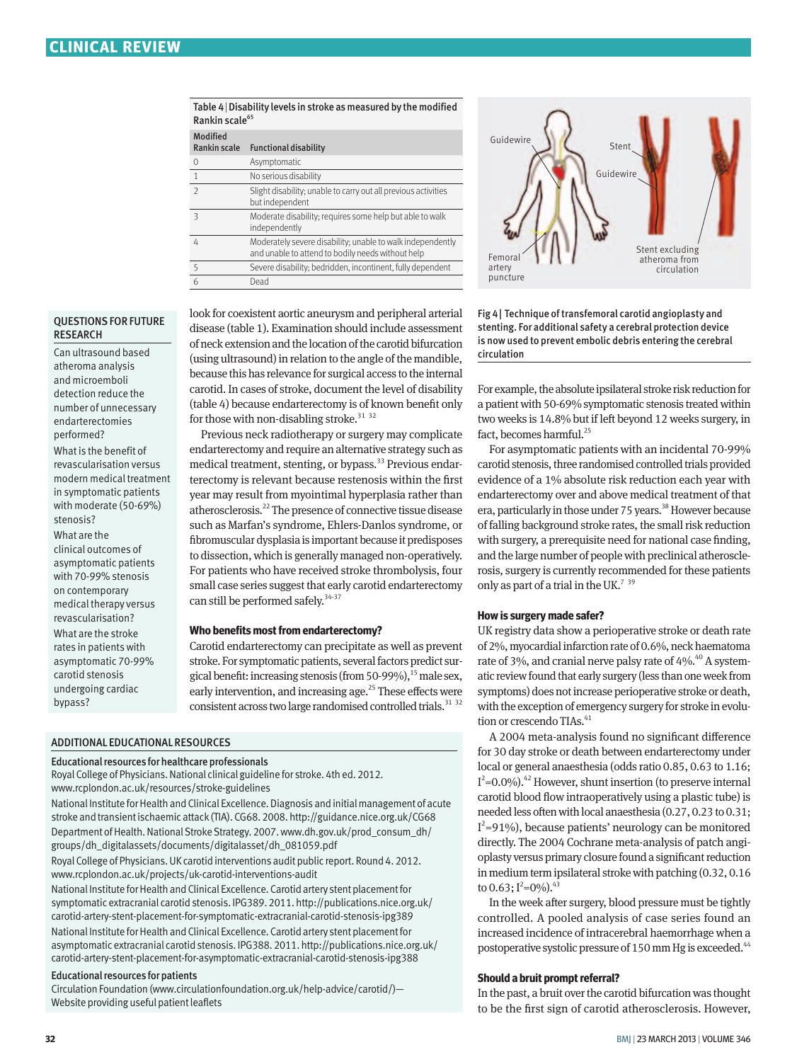**Table 4 | Disability levels in stroke as measured by the modified Rankin scale[65]**

| Modified Rankin scale | Functional disability |
|---|---|
| 0 | Asymptomatic |
| 1 | No serious disability |
| 2 | Slight disability; unable to carry out all previous activities but independent |
| 3 | Moderate disability; requires some help but able to walk independently |
| 4 | Moderately severe disability; unable to walk independently and unable to attend to bodily needs without help |
| 5 | Severe disability; bedridden, incontinent, fully dependent |
| 6 | Dead |

look for coexistent aortic aneurysm and peripheral arterial disease (table 1). Examination should include assessment of neck extension and the location of the carotid bifurcation (using ultrasound) in relation to the angle of the mandible, because this has relevance for surgical access to the internal carotid. In cases of stroke, document the level of disability (table 4) because endarterectomy is of known benefit only for those with non-disabling stroke.[31 32]

Previous neck radiotherapy or surgery may complicate endarterectomy and require an alternative strategy such as medical treatment, stenting, or bypass.[33] Previous endarterectomy is relevant because restenosis within the first year may result from myointimal hyperplasia rather than atherosclerosis.[22] The presence of connective tissue disease such as Marfan's syndrome, Ehlers-Danlos syndrome, or fibromuscular dysplasia is important because it predisposes to dissection, which is generally managed non-operatively. For patients who have received stroke thrombolysis, four small case series suggest that early carotid endarterectomy can still be performed safely.[34-37]

### Who benefits most from endarterectomy?

Carotid endarterectomy can precipitate as well as prevent stroke. For symptomatic patients, several factors predict surgical benefit: increasing stenosis (from 50-99%),[15] male sex, early intervention, and increasing age.[25] These effects were consistent across two large randomised controlled trials.[31 32]

Fig 4 | Technique of transfemoral carotid angioplasty and stenting. For additional safety a cerebral protection device is now used to prevent embolic debris entering the cerebral circulation

For example, the absolute ipsilateral stroke risk reduction for a patient with 50-69% symptomatic stenosis treated within two weeks is 14.8% but if left beyond 12 weeks surgery, in fact, becomes harmful.[25]

For asymptomatic patients with an incidental 70-99% carotid stenosis, three randomised controlled trials provided evidence of a 1% absolute risk reduction each year with endarterectomy over and above medical treatment of that era, particularly in those under 75 years.[38] However because of falling background stroke rates, the small risk reduction with surgery, a prerequisite need for national case finding, and the large number of people with preclinical atherosclerosis, surgery is currently recommended for these patients only as part of a trial in the UK.[7 39]

### How is surgery made safer?

UK registry data show a perioperative stroke or death rate of 2%, myocardial infarction rate of 0.6%, neck haematoma rate of 3%, and cranial nerve palsy rate of 4%.[40] A systematic review found that early surgery (less than one week from symptoms) does not increase perioperative stroke or death, with the exception of emergency surgery for stroke in evolution or crescendo TIAs.[41]

A 2004 meta-analysis found no significant difference for 30 day stroke or death between endarterectomy under local or general anaesthesia (odds ratio 0.85, 0.63 to 1.16; $I^2$=0.0%).[42] However, shunt insertion (to preserve internal carotid blood flow intraoperatively using a plastic tube) is needed less often with local anaesthesia (0.27, 0.23 to 0.31; $I^2$=91%), because patients' neurology can be monitored directly. The 2004 Cochrane meta-analysis of patch angioplasty versus primary closure found a significant reduction in medium term ipsilateral stroke with patching (0.32, 0.16 to 0.63; $I^2$=0%).[43]

In the week after surgery, blood pressure must be tightly controlled. A pooled analysis of case series found an increased incidence of intracerebral haemorrhage when a postoperative systolic pressure of 150 mm Hg is exceeded.[44]

### Should a bruit prompt referral?

In the past, a bruit over the carotid bifurcation was thought to be the first sign of carotid atherosclerosis. However,

#### QUESTIONS FOR FUTURE RESEARCH

- Can ultrasound based atheroma analysis and microemboli detection reduce the number of unnecessary endarterectomies performed?
- What is the benefit of revascularisation versus modern medical treatment in symptomatic patients with moderate (50-69%) stenosis?
- What are the clinical outcomes of asymptomatic patients with 70-99% stenosis on contemporary medical therapy versus revascularisation?
- What are the stroke rates in patients with asymptomatic 70-99% carotid stenosis undergoing cardiac bypass?

#### ADDITIONAL EDUCATIONAL RESOURCES

**Educational resources for healthcare professionals**

Royal College of Physicians. National clinical guideline for stroke. 4th ed. 2012. www.rcplondon.ac.uk/resources/stroke-guidelines

National Institute for Health and Clinical Excellence. Diagnosis and initial management of acute stroke and transient ischaemic attack (TIA). CG68. 2008. http://guidance.nice.org.uk/CG68

Department of Health. National Stroke Strategy. 2007. www.dh.gov.uk/prod_consum_dh/groups/dh_digitalassets/documents/digitalasset/dh_081059.pdf

Royal College of Physicians. UK carotid interventions audit public report. Round 4. 2012. www.rcplondon.ac.uk/projects/uk-carotid-interventions-audit

National Institute for Health and Clinical Excellence. Carotid artery stent placement for symptomatic extracranial carotid stenosis. IPG389. 2011. http://publications.nice.org.uk/carotid-artery-stent-placement-for-symptomatic-extracranial-carotid-stenosis-ipg389

National Institute for Health and Clinical Excellence. Carotid artery stent placement for asymptomatic extracranial carotid stenosis. IPG388. 2011. http://publications.nice.org.uk/carotid-artery-stent-placement-for-asymptomatic-extracranial-carotid-stenosis-ipg388

**Educational resources for patients**

Circulation Foundation (www.circulationfoundation.org.uk/help-advice/carotid/)—Website providing useful patient leaflets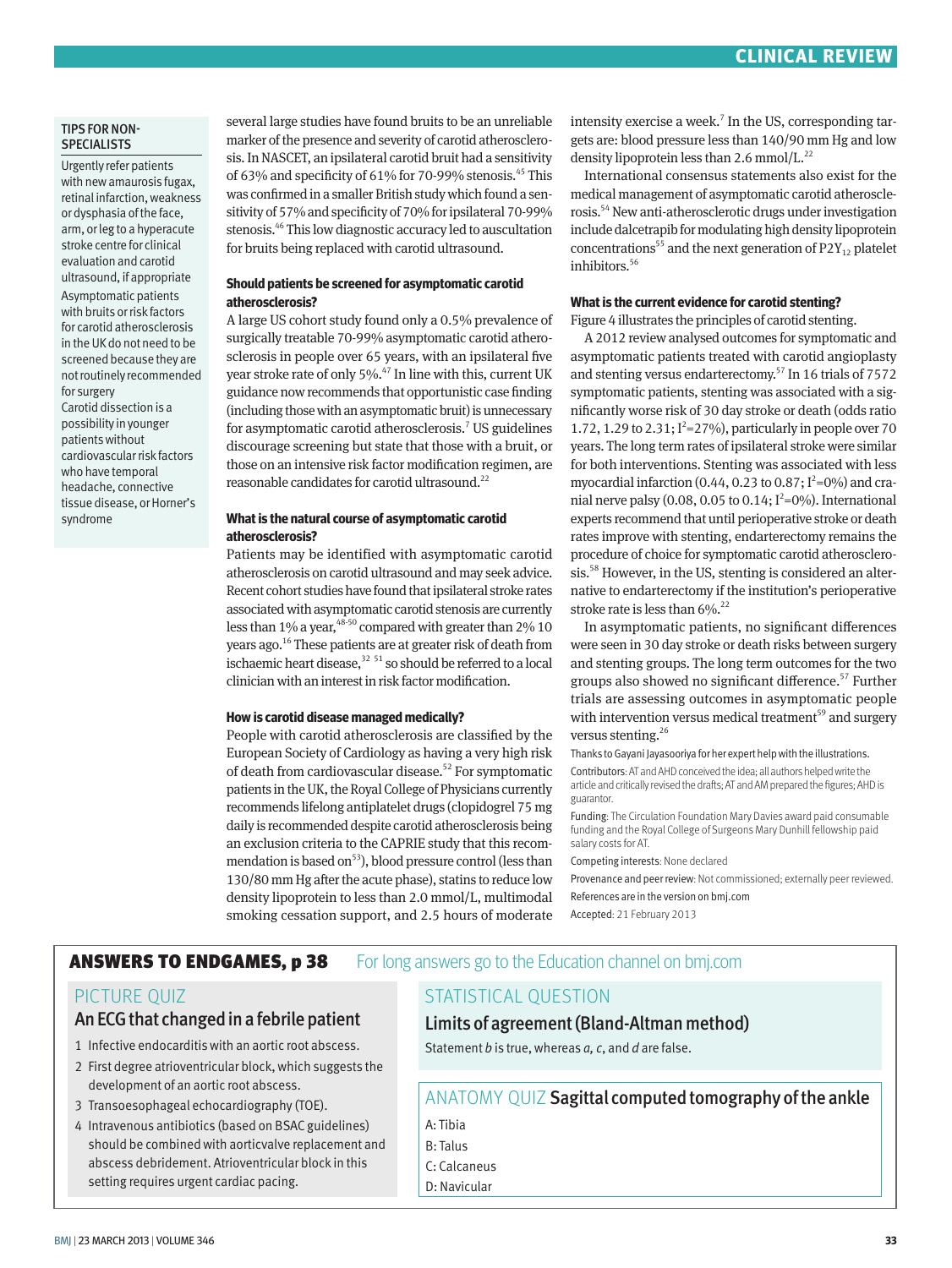### TIPS FOR NON-SPECIALISTS

- Urgently refer patients with new amaurosis fugax, retinal infarction, weakness or dysphagia of the face, arm, or leg to a hyperacute stroke centre for clinical evaluation and carotid ultrasound, if appropriate
- Asymptomatic patients with bruits or risk factors for carotid atherosclerosis in the UK do not need to be screened because they are not routinely recommended for surgery
- Carotid dissection is a possibility in younger patients without cardiovascular risk factors who have temporal headache, connective tissue disease, or Horner's syndrome

several large studies have found bruits to be an unreliable marker of the presence and severity of carotid atherosclerosis. In NASCET, an ipsilateral carotid bruit had a sensitivity of 63% and specificity of 61% for 70-99% stenosis.[45] This was confirmed in a smaller British study which found a sensitivity of 57% and specificity of 70% for ipsilateral 70-99% stenosis.[46] This low diagnostic accuracy led to auscultation for bruits being replaced with carotid ultrasound.

#### Should patients be screened for asymptomatic carotid atherosclerosis?

A large US cohort study found only a 0.5% prevalence of surgically treatable 70-99% asymptomatic carotid atherosclerosis in people over 65 years, with an ipsilateral five year stroke rate of only 5%.[47] In line with this, current UK guidance now recommends that opportunistic case finding (including those with an asymptomatic bruit) is unnecessary for asymptomatic carotid atherosclerosis.[7] US guidelines discourage screening but state that those with a bruit, or those on an intensive risk factor modification regimen, are reasonable candidates for carotid ultrasound.[22]

#### What is the natural course of asymptomatic carotid atherosclerosis?

Patients may be identified with asymptomatic carotid atherosclerosis on carotid ultrasound and may seek advice. Recent cohort studies have found that ipsilateral stroke rates associated with asymptomatic carotid stenosis are currently less than 1% a year,[48-50] compared with greater than 2% 10 years ago.[16] These patients are at greater risk of death from ischaemic heart disease,[32 51] so should be referred to a local clinician with an interest in risk factor modification.

#### How is carotid disease managed medically?

People with carotid atherosclerosis are classified by the European Society of Cardiology as having a very high risk of death from cardiovascular disease.[52] For symptomatic patients in the UK, the Royal College of Physicians currently recommends lifelong antiplatelet drugs (clopidogrel 75 mg daily is recommended despite carotid atherosclerosis being an exclusion criteria to the CAPRIE study that this recommendation is based on[53]), blood pressure control (less than 130/80 mm Hg after the acute phase), statins to reduce low density lipoprotein to less than 2.0 mmol/L, multimodal smoking cessation support, and 2.5 hours of moderate intensity exercise a week.[7] In the US, corresponding targets are: blood pressure less than 140/90 mm Hg and low density lipoprotein less than 2.6 mmol/L.[22]

International consensus statements also exist for the medical management of asymptomatic carotid atherosclerosis.[54] New anti-atherosclerotic drugs under investigation include dalcetrapib for modulating high density lipoprotein concentrations[55] and the next generation of $P2Y_{12}$ platelet inhibitors.[56]

#### What is the current evidence for carotid stenting?

Figure 4 illustrates the principles of carotid stenting.

A 2012 review analysed outcomes for symptomatic and asymptomatic patients treated with carotid angioplasty and stenting versus endarterectomy.[57] In 16 trials of 7572 symptomatic patients, stenting was associated with a significantly worse risk of 30 day stroke or death (odds ratio 1.72, 1.29 to 2.31; $I^2$=27%), particularly in people over 70 years. The long term rates of ipsilateral stroke were similar for both interventions. Stenting was associated with less myocardial infarction (0.44, 0.23 to 0.87; $I^2$=0%) and cranial nerve palsy (0.08, 0.05 to 0.14; $I^2$=0%). International experts recommend that until perioperative stroke or death rates improve with stenting, endarterectomy remains the procedure of choice for symptomatic carotid atherosclerosis.[58] However, in the US, stenting is considered an alternative to endarterectomy if the institution's perioperative stroke rate is less than 6%.[22]

In asymptomatic patients, no significant differences were seen in 30 day stroke or death risks between surgery and stenting groups. The long term outcomes for the two groups also showed no significant difference.[57] Further trials are assessing outcomes in asymptomatic people with intervention versus medical treatment[59] and surgery versus stenting.[26]

Thanks to Gayani Jayasooriya for her expert help with the illustrations.

Contributors: AT and AHD conceived the idea; all authors helped write the article and critically revised the drafts; AT and AM prepared the figures; AHD is guarantor.

Funding: The Circulation Foundation Mary Davies award paid consumable funding and the Royal College of Surgeons Mary Dunhill fellowship paid salary costs for AT.

Competing interests: None declared

Provenance and peer review: Not commissioned; externally peer reviewed.

References are in the version on bmj.com

Accepted: 21 February 2013

## ANSWERS TO ENDGAMES, p 38

For long answers go to the Education channel on bmj.com

### PICTURE QUIZ

#### An ECG that changed in a febrile patient

1. Infective endocarditis with an aortic root abscess.
2. First degree atrioventricular block, which suggests the development of an aortic root abscess.
3. Transoesophageal echocardiography (TOE).
4. Intravenous antibiotics (based on BSAC guidelines) should be combined with aorticvalve replacement and abscess debridement. Atrioventricular block in this setting requires urgent cardiac pacing.

### STATISTICAL QUESTION

#### Limits of agreement (Bland-Altman method)

Statement *b* is true, whereas *a*, *c*, and *d* are false.

### ANATOMY QUIZ Sagittal computed tomography of the ankle

A: Tibia

B: Talus

C: Calcaneus

D: Navicular